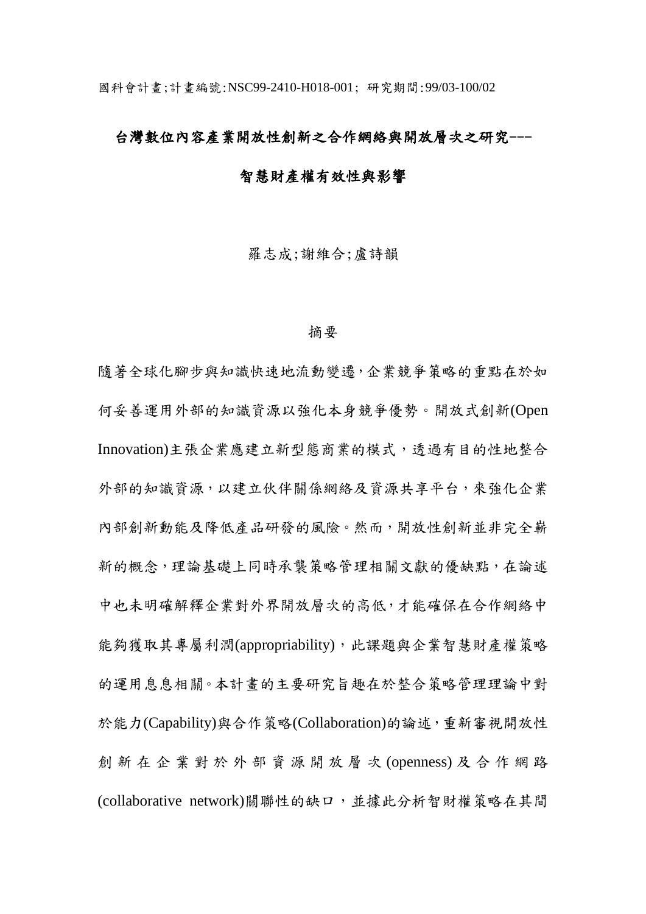國科會計畫;計畫編號:NSC99-2410-H018-001; 研究期間:99/03-100/02

# 台灣數位內容產業開放性創新之合作網絡與開放層次之研究---智慧財產權有效性與影響

羅志成;謝維合;盧詩韻

## 摘要

隨著全球化腳步與知識快速地流動變遷,企業競爭策略的重點在於如何妥善運用外部的知識資源以強化本身競爭優勢。開放式創新(Open Innovation)主張企業應建立新型態商業的模式,透過有目的性地整合外部的知識資源,以建立伙伴關係網絡及資源共享平台,來強化企業內部創新動能及降低產品研發的風險。然而,開放性創新並非完全嶄新的概念,理論基礎上同時承襲策略管理相關文獻的優缺點,在論述中也未明確解釋企業對外界開放層次的高低,才能確保在合作網絡中能夠獲取其專屬利潤(appropriability),此課題與企業智慧財產權策略的運用息息相關。本計畫的主要研究旨趣在於整合策略管理理論中對於能力(Capability)與合作策略(Collaboration)的論述,重新審視開放性創新在企業對於外部資源開放層次(openness)及合作網路(collaborative network)關聯性的缺口,並據此分析智財權策略在其間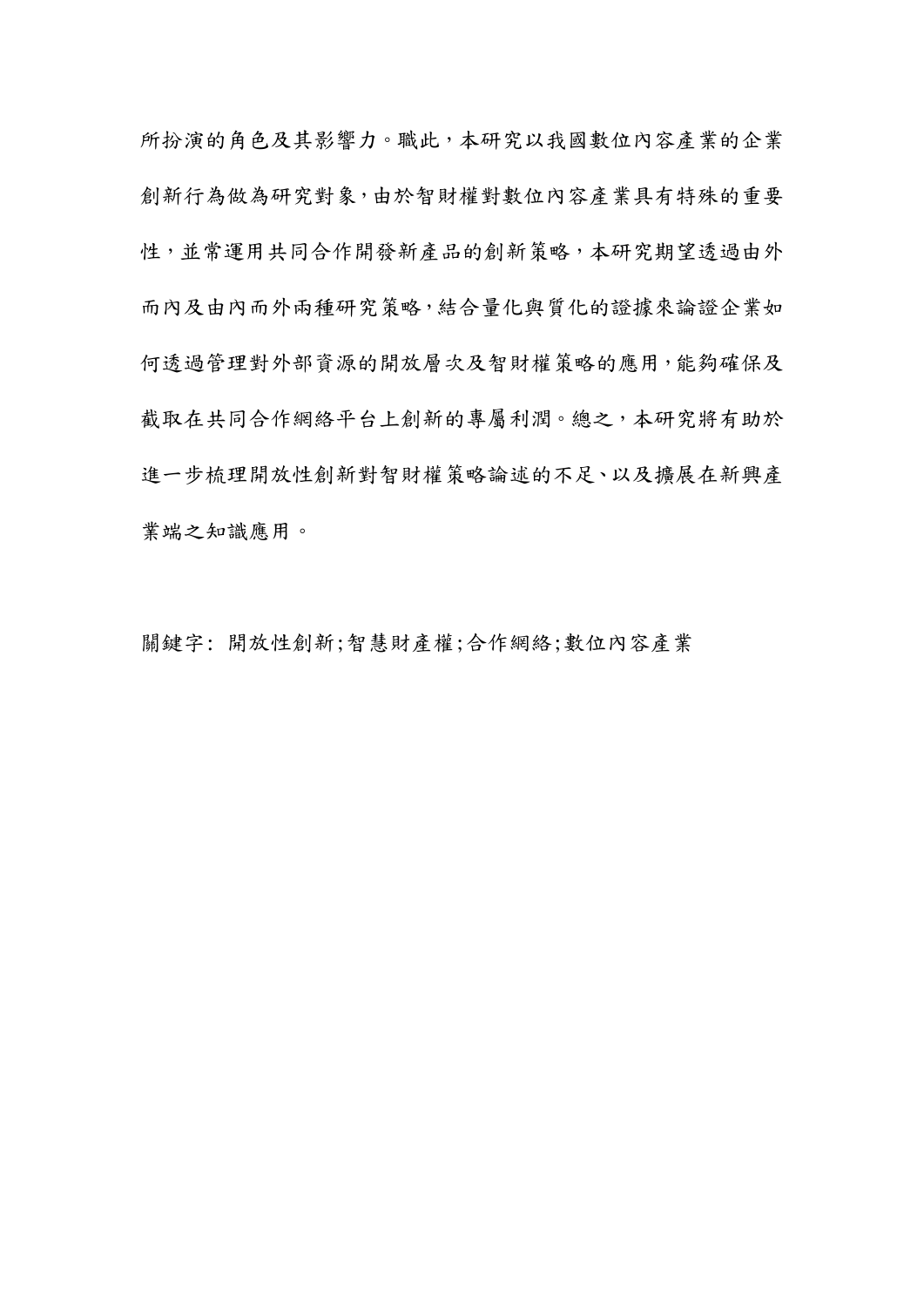所扮演的角色及其影響力。職此，本研究以我國數位內容產業的企業創新行為做為研究對象，由於智財權對數位內容產業具有特殊的重要性，並常運用共同合作開發新產品的創新策略，本研究期望透過由外而內及由內而外兩種研究策略，結合量化與質化的證據來論證企業如何透過管理對外部資源的開放層次及智財權策略的應用，能夠確保及截取在共同合作網絡平台上創新的專屬利潤。總之，本研究將有助於進一步梳理開放性創新對智財權策略論述的不足、以及擴展在新興產業端之知識應用。

關鍵字: 開放性創新;智慧財產權;合作網絡;數位內容產業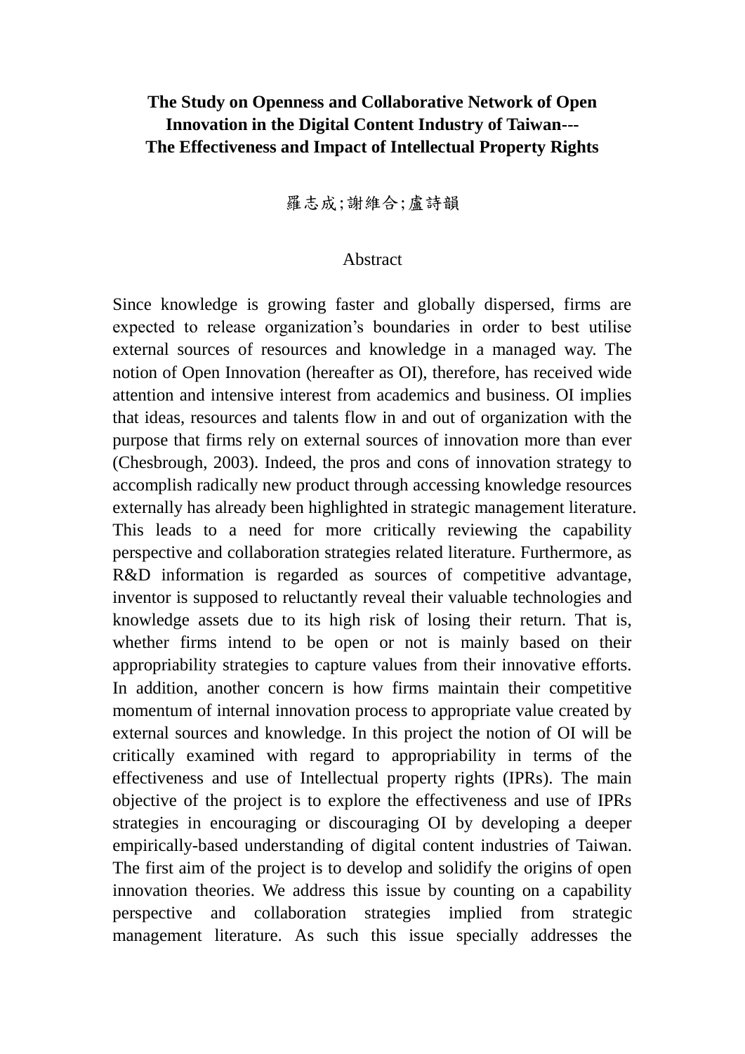**The Study on Openness and Collaborative Network of Open Innovation in the Digital Content Industry of Taiwan--- The Effectiveness and Impact of Intellectual Property Rights**

羅志成;謝維合;盧詩韻

Abstract

Since knowledge is growing faster and globally dispersed, firms are expected to release organization's boundaries in order to best utilise external sources of resources and knowledge in a managed way. The notion of Open Innovation (hereafter as OI), therefore, has received wide attention and intensive interest from academics and business. OI implies that ideas, resources and talents flow in and out of organization with the purpose that firms rely on external sources of innovation more than ever (Chesbrough, 2003). Indeed, the pros and cons of innovation strategy to accomplish radically new product through accessing knowledge resources externally has already been highlighted in strategic management literature. This leads to a need for more critically reviewing the capability perspective and collaboration strategies related literature. Furthermore, as R&D information is regarded as sources of competitive advantage, inventor is supposed to reluctantly reveal their valuable technologies and knowledge assets due to its high risk of losing their return. That is, whether firms intend to be open or not is mainly based on their appropriability strategies to capture values from their innovative efforts. In addition, another concern is how firms maintain their competitive momentum of internal innovation process to appropriate value created by external sources and knowledge. In this project the notion of OI will be critically examined with regard to appropriability in terms of the effectiveness and use of Intellectual property rights (IPRs). The main objective of the project is to explore the effectiveness and use of IPRs strategies in encouraging or discouraging OI by developing a deeper empirically-based understanding of digital content industries of Taiwan. The first aim of the project is to develop and solidify the origins of open innovation theories. We address this issue by counting on a capability perspective and collaboration strategies implied from strategic management literature. As such this issue specially addresses the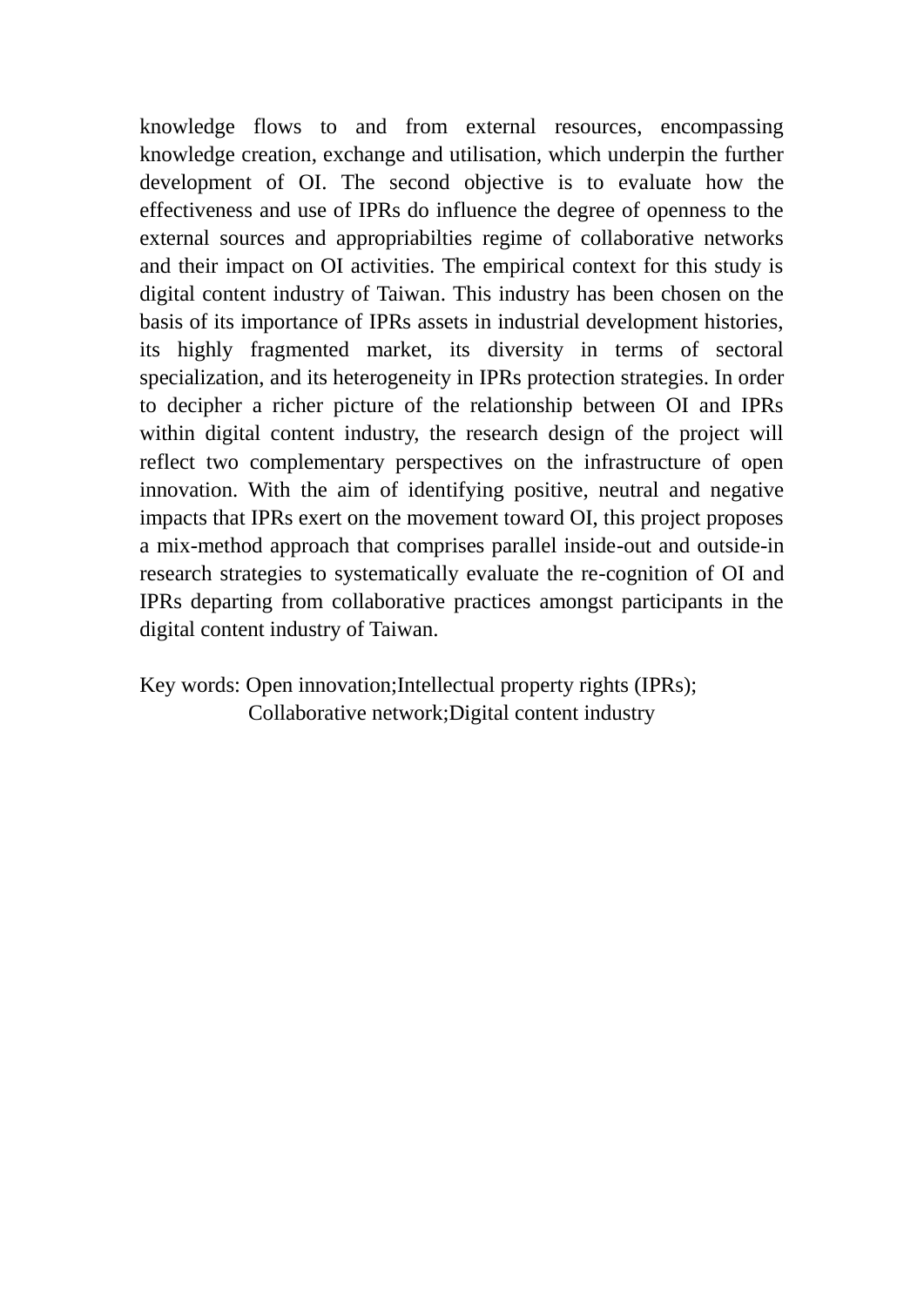knowledge flows to and from external resources, encompassing knowledge creation, exchange and utilisation, which underpin the further development of OI. The second objective is to evaluate how the effectiveness and use of IPRs do influence the degree of openness to the external sources and appropriabilties regime of collaborative networks and their impact on OI activities. The empirical context for this study is digital content industry of Taiwan. This industry has been chosen on the basis of its importance of IPRs assets in industrial development histories, its highly fragmented market, its diversity in terms of sectoral specialization, and its heterogeneity in IPRs protection strategies. In order to decipher a richer picture of the relationship between OI and IPRs within digital content industry, the research design of the project will reflect two complementary perspectives on the infrastructure of open innovation. With the aim of identifying positive, neutral and negative impacts that IPRs exert on the movement toward OI, this project proposes a mix-method approach that comprises parallel inside-out and outside-in research strategies to systematically evaluate the re-cognition of OI and IPRs departing from collaborative practices amongst participants in the digital content industry of Taiwan.

Key words: Open innovation;Intellectual property rights (IPRs); Collaborative network;Digital content industry